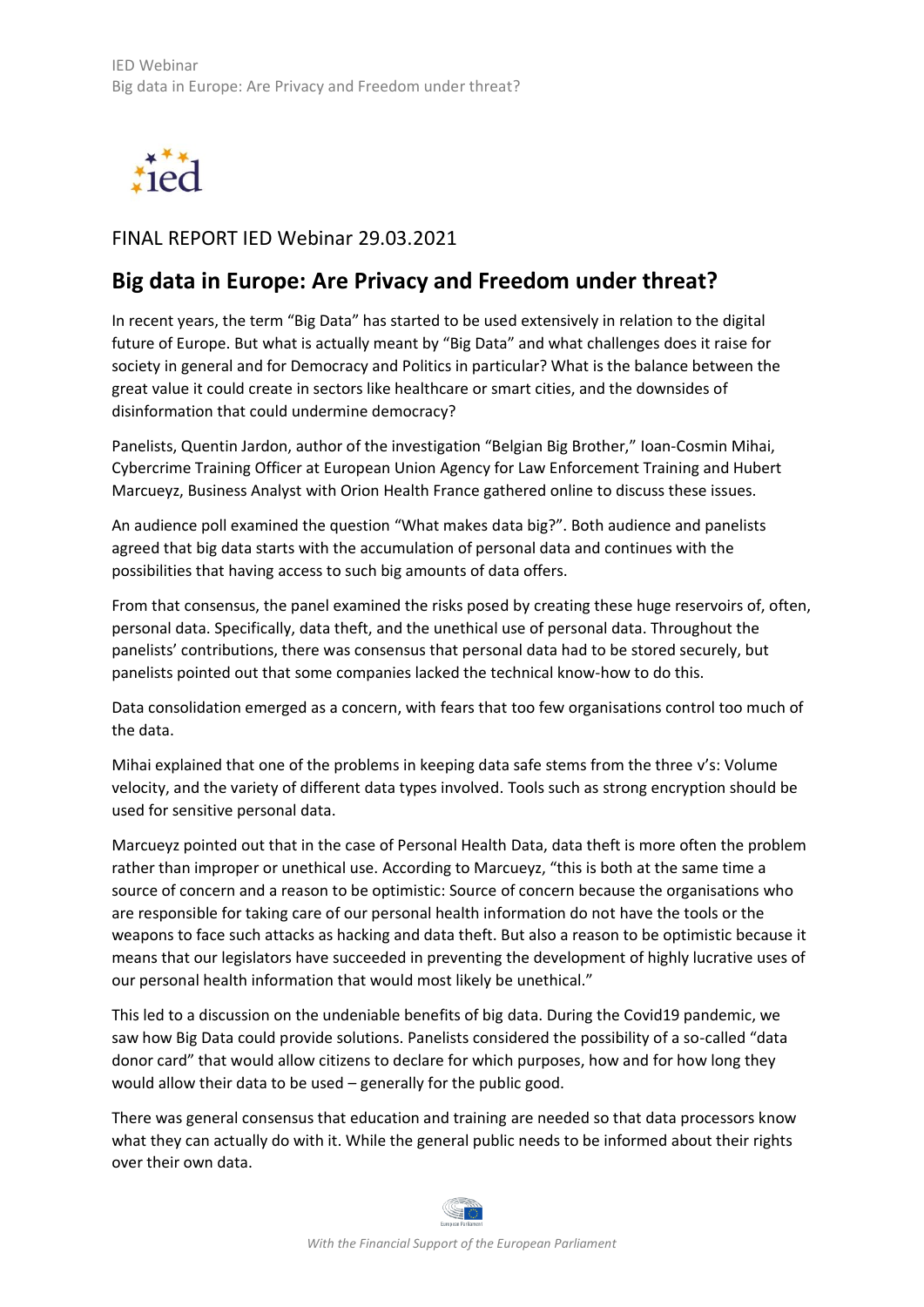FINAL REPORT IED Webinar 29.03.2021

# Big data in Europe: Are Privacy and Freedom under threat?

In recent years, the term "Big Data" has started to be used extensively in relation to the digital future of Europe. But what is actually meant by "Big Data" and what challenges does it raise for society in general and for Democracy and Politics in particular? What is the balance between the great value it could create in sectors like healthcare or smart cities, and the downsides of disinformation that could undermine democracy?

Panelists, Quentin Jardon, author of the investigation "Belgian Big Brother," Ioan-Cosmin Mihai, Cybercrime Training Officer at European Union Agency for Law Enforcement Training and Hubert Marcueyz, Business Analyst with Orion Health France gathered online to discuss these issues.

An audience poll examined the question "What makes data big?". Both audience and panelists agreed that big data starts with the accumulation of personal data and continues with the possibilities that having access to such big amounts of data offers.

From that consensus, the panel examined the risks posed by creating these huge reservoirs of, often, personal data. Specifically, data theft, and the unethical use of personal data. Throughout the panelists' contributions, there was consensus that personal data had to be stored securely, but panelists pointed out that some companies lacked the technical know-how to do this.

Data consolidation emerged as a concern, with fears that too few organisations control too much of the data.

Mihai explained that one of the problems in keeping data safe stems from the three v's: Volume velocity, and the variety of different data types involved. Tools such as strong encryption should be used for sensitive personal data.

Marcueyz pointed out that in the case of Personal Health Data, data theft is more often the problem rather than improper or unethical use. According to Marcueyz, "this is both at the same time a source of concern and a reason to be optimistic: Source of concern because the organisations who are responsible for taking care of our personal health information do not have the tools or the weapons to face such attacks as hacking and data theft. But also a reason to be optimistic because it means that our legislators have succeeded in preventing the development of highly lucrative uses of our personal health information that would most likely be unethical."

This led to a discussion on the undeniable benefits of big data. During the Covid19 pandemic, we saw how Big Data could provide solutions. Panelists considered the possibility of a so-called "data donor card" that would allow citizens to declare for which purposes, how and for how long they would allow their data to be used – generally for the public good.

There was general consensus that education and training are needed so that data processors know what they can actually do with it. While the general public needs to be informed about their rights over their own data.

*With the Financial Support of the European Parliament*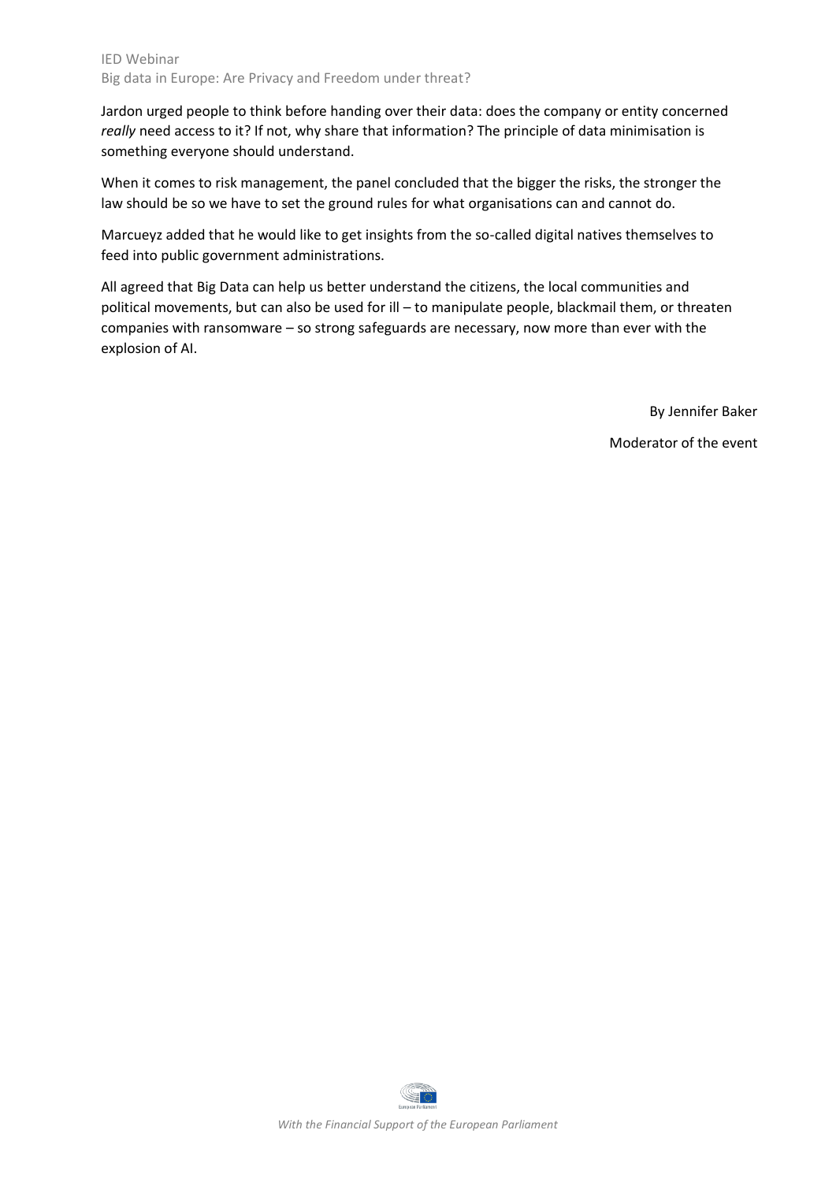Jardon urged people to think before handing over their data: does the company or entity concerned *really* need access to it? If not, why share that information? The principle of data minimisation is something everyone should understand.

When it comes to risk management, the panel concluded that the bigger the risks, the stronger the law should be so we have to set the ground rules for what organisations can and cannot do.

Marcueyz added that he would like to get insights from the so-called digital natives themselves to feed into public government administrations.

All agreed that Big Data can help us better understand the citizens, the local communities and political movements, but can also be used for ill – to manipulate people, blackmail them, or threaten companies with ransomware – so strong safeguards are necessary, now more than ever with the explosion of AI.

By Jennifer Baker

Moderator of the event

*With the Financial Support of the European Parliament*